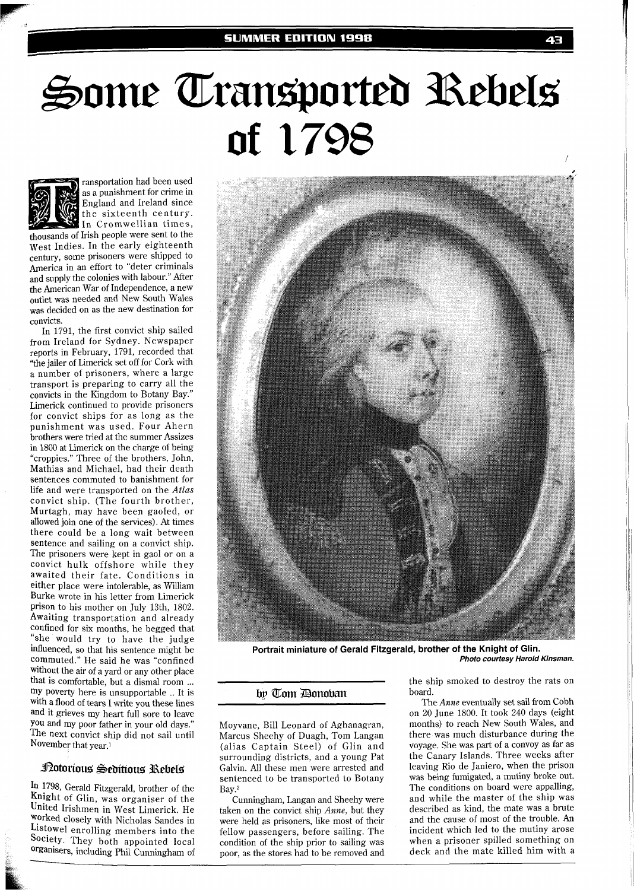# Some Transported Rebels of 1798

Transportation had been used as a punishment for crime in England and Ireland since the sixteenth century. In Cromwellian times, thousands of Irish people were sent to the West Indies. In the early eighteenth century, some prisoners were shipped to America in an effort to "deter criminals and supply the colonies with labour." After the American War of Independence, a new outlet was needed and New South Wales was decided on as the new destination for convicts.

In 1791, the first convict ship sailed from Ireland for Sydney. Newspaper reports in February, 1791, recorded that "the jailer of Limerick set off for Cork with a number of prisoners, where a large transport is preparing to carry all the convicts in the Kingdom to Botany Bay." Limerick continued to provide prisoners for convict ships for as long as the punishment was used. Four Ahern brothers were tried at the summer Assizes in 1800 at Limerick on the charge of being "croppies." Three of the brothers, John, Mathias and Michael, had their death sentences commuted to banishment for life and were transported on the *Atlas* convict ship. (The fourth brother, Murtagh, may have been gaoled, or allowed join one of the services). At times there could be a long wait between sentence and sailing on a convict ship. The prisoners were kept in gaol or on a convict hulk offshore while they awaited their fate. Conditions in either place were intolerable, as William Burke wrote in his letter from Limerick prison to his mother on July 13th, 1802. Awaiting transportation and already confined for six months, he begged that "she would try to have the judge influenced, so that his sentence might be commuted." He said he was "confined without the air of a yard or any other place that is comfortable, but a dismal room ... my poverty here is unsupportable .. It is with a flood of tears I write you these lines and it grieves my heart full sore to leave you and my poor father in your old days." The next convict ship did not sail until November that year.[1]

**Portrait miniature of Gerald Fitzgerald, brother of the Knight of Glin.**
*Photo courtesy Harold Kinsman.*

by Tom Donovan

## Notorious Seditious Rebels

In 1798, Gerald Fitzgerald, brother of the Knight of Glin, was organiser of the United Irishmen in West Limerick. He worked closely with Nicholas Sandes in Listowel enrolling members into the Society. They both appointed local organisers, including Phil Cunningham of Moyvane, Bill Leonard of Aghanagran, Marcus Sheehy of Duagh, Tom Langan (alias Captain Steel) of Glin and surrounding districts, and a young Pat Galvin. All these men were arrested and sentenced to be transported to Botany Bay.[2]

Cunningham, Langan and Sheehy were taken on the convict ship *Anne*, but they were held as prisoners, like most of their fellow passengers, before sailing. The condition of the ship prior to sailing was poor, as the stores had to be removed and the ship smoked to destroy the rats on board.

The *Anne* eventually set sail from Cobh on 20 June 1800. It took 240 days (eight months) to reach New South Wales, and there was much disturbance during the voyage. She was part of a convoy as far as the Canary Islands. Three weeks after leaving Rio de Janiero, when the prison was being fumigated, a mutiny broke out. The conditions on board were appalling, and while the master of the ship was described as kind, the mate was a brute and the cause of most of the trouble. An incident which led to the mutiny arose when a prisoner spilled something on deck and the mate killed him with a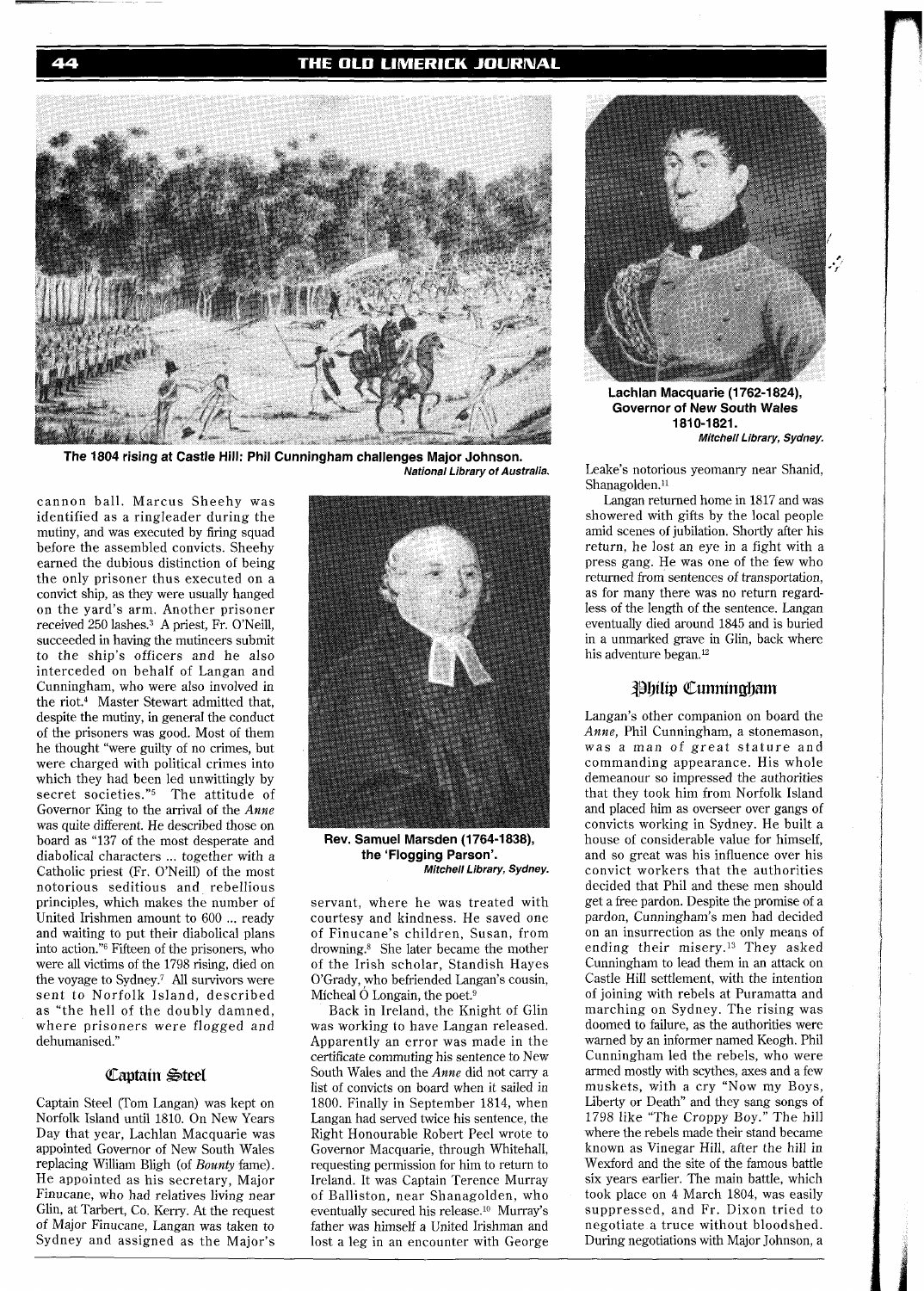The 1804 rising at Castle Hill: Phil Cunningham challenges Major Johnson.
*National Library of Australia.*

Lachlan Macquarie (1762-1824), Governor of New South Wales 1810-1821.
*Mitchell Library, Sydney.*

cannon ball. Marcus Sheehy was identified as a ringleader during the mutiny, and was executed by firing squad before the assembled convicts. Sheehy earned the dubious distinction of being the only prisoner thus executed on a convict ship, as they were usually hanged on the yard's arm. Another prisoner received 250 lashes.[3] A priest, Fr. O'Neill, succeeded in having the mutineers submit to the ship's officers and he also interceded on behalf of Langan and Cunningham, who were also involved in the riot.[4] Master Stewart admitted that, despite the mutiny, in general the conduct of the prisoners was good. Most of them he thought "were guilty of no crimes, but were charged with political crimes into which they had been led unwittingly by secret societies."[5] The attitude of Governor King to the arrival of the *Anne* was quite different. He described those on board as "137 of the most desperate and diabolical characters ... together with a Catholic priest (Fr. O'Neill) of the most notorious seditious and rebellious principles, which makes the number of United Irishmen amount to 600 ... ready and waiting to put their diabolical plans into action."[6] Fifteen of the prisoners, who were all victims of the 1798 rising, died on the voyage to Sydney.[7] All survivors were sent to Norfolk Island, described as "the hell of the doubly damned, where prisoners were flogged and dehumanised."

## Captain Steel

Captain Steel (Tom Langan) was kept on Norfolk Island until 1810. On New Years Day that year, Lachlan Macquarie was appointed Governor of New South Wales replacing William Bligh (of *Bounty* fame). He appointed as his secretary, Major Finucane, who had relatives living near Glin, at Tarbert, Co. Kerry. At the request of Major Finucane, Langan was taken to Sydney and assigned as the Major's servant, where he was treated with courtesy and kindness. He saved one of Finucane's children, Susan, from drowning.[8] She later became the mother of the Irish scholar, Standish Hayes O'Grady, who befriended Langan's cousin, Mícheal Ó Longain, the poet.[9]

Rev. Samuel Marsden (1764-1838), the 'Flogging Parson'.
*Mitchell Library, Sydney.*

Back in Ireland, the Knight of Glin was working to have Langan released. Apparently an error was made in the certificate commuting his sentence to New South Wales and the *Anne* did not carry a list of convicts on board when it sailed in 1800. Finally in September 1814, when Langan had served twice his sentence, the Right Honourable Robert Peel wrote to Governor Macquarie, through Whitehall, requesting permission for him to return to Ireland. It was Captain Terence Murray of Balliston, near Shanagolden, who eventually secured his release.[10] Murray's father was himself a United Irishman and lost a leg in an encounter with George Leake's notorious yeomanry near Shanid, Shanagolden.[11]

Langan returned home in 1817 and was showered with gifts by the local people amid scenes of jubilation. Shortly after his return, he lost an eye in a fight with a press gang. He was one of the few who returned from sentences of transportation, as for many there was no return regardless of the length of the sentence. Langan eventually died around 1845 and is buried in a unmarked grave in Glin, back where his adventure began.[12]

## Philip Cunningham

Langan's other companion on board the *Anne*, Phil Cunningham, a stonemason, was a man of great stature and commanding appearance. His whole demeanour so impressed the authorities that they took him from Norfolk Island and placed him as overseer over gangs of convicts working in Sydney. He built a house of considerable value for himself, and so great was his influence over his convict workers that the authorities decided that Phil and these men should get a free pardon. Despite the promise of a pardon, Cunningham's men had decided on an insurrection as the only means of ending their misery.[13] They asked Cunningham to lead them in an attack on Castle Hill settlement, with the intention of joining with rebels at Puramatta and marching on Sydney. The rising was doomed to failure, as the authorities were warned by an informer named Keogh. Phil Cunningham led the rebels, who were armed mostly with scythes, axes and a few muskets, with a cry "Now my Boys, Liberty or Death" and they sang songs of 1798 like "The Croppy Boy." The hill where the rebels made their stand became known as Vinegar Hill, after the hill in Wexford and the site of the famous battle six years earlier. The main battle, which took place on 4 March 1804, was easily suppressed, and Fr. Dixon tried to negotiate a truce without bloodshed. During negotiations with Major Johnson, a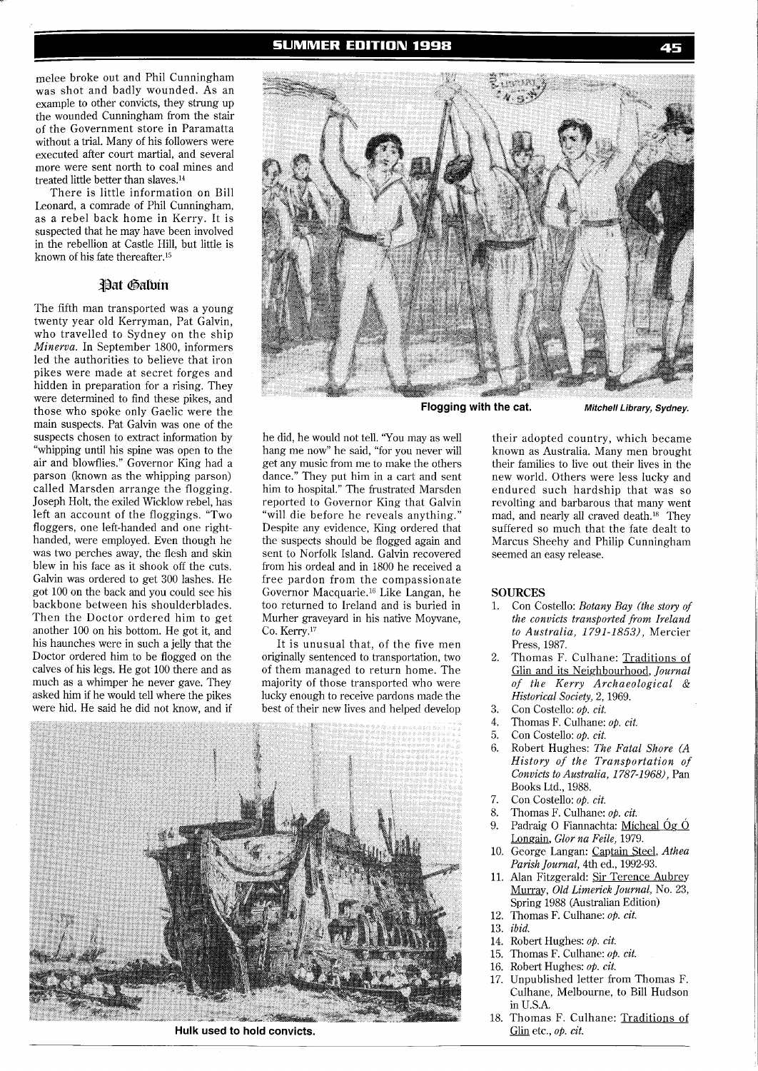melee broke out and Phil Cunningham was shot and badly wounded. As an example to other convicts, they strung up the wounded Cunningham from the stair of the Government store in Paramatta without a trial. Many of his followers were executed after court martial, and several more were sent north to coal mines and treated little better than slaves.[14]

There is little information on Bill Leonard, a comrade of Phil Cunningham, as a rebel back home in Kerry. It is suspected that he may have been involved in the rebellion at Castle Hill, but little is known of his fate thereafter.[15]

## Pat Galvin

The fifth man transported was a young twenty year old Kerryman, Pat Galvin, who travelled to Sydney on the ship *Minerva*. In September 1800, informers led the authorities to believe that iron pikes were made at secret forges and hidden in preparation for a rising. They were determined to find these pikes, and those who spoke only Gaelic were the main suspects. Pat Galvin was one of the suspects chosen to extract information by "whipping until his spine was open to the air and blowflies." Governor King had a parson (known as the whipping parson) called Marsden arrange the flogging. Joseph Holt, the exiled Wicklow rebel, has left an account of the floggings. "Two floggers, one left-handed and one right-handed, were employed. Even though he was two perches away, the flesh and skin blew in his face as it shook off the cuts. Galvin was ordered to get 300 lashes. He got 100 on the back and you could see his backbone between his shoulderblades. Then the Doctor ordered him to get another 100 on his bottom. He got it, and his haunches were in such a jelly that the Doctor ordered him to be flogged on the calves of his legs. He got 100 there and as much as a whimper he never gave. They asked him if he would tell where the pikes were hid. He said he did not know, and if he did, he would not tell. "You may as well hang me now" he said, "for you never will get any music from me to make the others dance." They put him in a cart and sent him to hospital." The frustrated Marsden reported to Governor King that Galvin "will die before he reveals anything." Despite any evidence, King ordered that the suspects should be flogged again and sent to Norfolk Island. Galvin recovered from his ordeal and in 1800 he received a free pardon from the compassionate Governor Macquarie.[16] Like Langan, he too returned to Ireland and is buried in Murher graveyard in his native Moyvane, Co. Kerry.[17]

It is unusual that, of the five men originally sentenced to transportation, two of them managed to return home. The majority of those transported who were lucky enough to receive pardons made the best of their new lives and helped develop their adopted country, which became known as Australia. Many men brought their families to live out their lives in the new world. Others were less lucky and endured such hardship that was so revolting and barbarous that many went mad, and nearly all craved death.[18] They suffered so much that the fate dealt to Marcus Sheehy and Philip Cunningham seemed an easy release.

**Flogging with the cat.** *Mitchell Library, Sydney.*

**Hulk used to hold convicts.**

### SOURCES

1. Con Costello: *Botany Bay (the story of the convicts transported from Ireland to Australia, 1791-1853)*, Mercier Press, 1987.
2. Thomas F. Culhane: Traditions of Glin and its Neighbourhood, *Journal of the Kerry Archaeological & Historical Society*, 2, 1969.
3. Con Costello: *op. cit.*
4. Thomas F. Culhane: *op. cit.*
5. Con Costello: *op. cit.*
6. Robert Hughes: *The Fatal Shore (A History of the Transportation of Convicts to Australia, 1787-1968)*, Pan Books Ltd., 1988.
7. Con Costello: *op. cit.*
8. Thomas F. Culhane: *op. cit.*
9. Padraig O Fiannachta: Mícheal Óg Ó Longain, *Glor na Feile*, 1979.
10. George Langan: Captain Steel, *Athea Parish Journal*, 4th ed., 1992-93.
11. Alan Fitzgerald: Sir Terence Aubrey Murray, *Old Limerick Journal*, No. 23, Spring 1988 (Australian Edition)
12. Thomas F. Culhane: *op. cit.*
13. *ibid.*
14. Robert Hughes: *op. cit.*
15. Thomas F. Culhane: *op. cit.*
16. Robert Hughes: *op. cit.*
17. Unpublished letter from Thomas F. Culhane, Melbourne, to Bill Hudson in U.S.A.
18. Thomas F. Culhane: Traditions of Glin etc., *op. cit.*